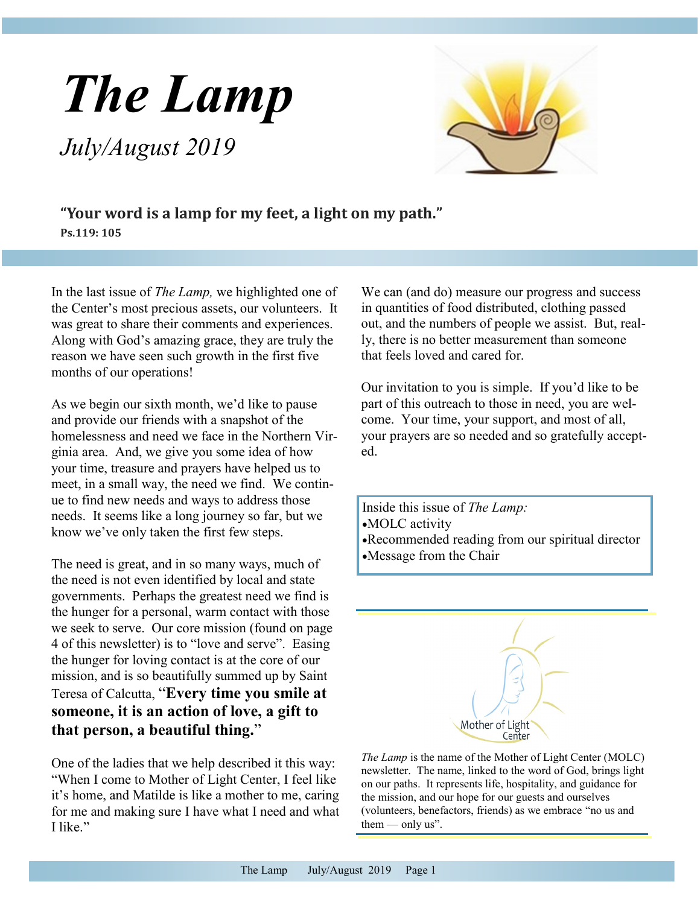# *The Lamp*

*July/August 2019*

**"Your word is a lamp for my feet, a light on my path."**
**Ps.119: 105**

In the last issue of *The Lamp,* we highlighted one of the Center's most precious assets, our volunteers. It was great to share their comments and experiences. Along with God's amazing grace, they are truly the reason we have seen such growth in the first five months of our operations!

As we begin our sixth month, we'd like to pause and provide our friends with a snapshot of the homelessness and need we face in the Northern Virginia area. And, we give you some idea of how your time, treasure and prayers have helped us to meet, in a small way, the need we find. We continue to find new needs and ways to address those needs. It seems like a long journey so far, but we know we've only taken the first few steps.

The need is great, and in so many ways, much of the need is not even identified by local and state governments. Perhaps the greatest need we find is the hunger for a personal, warm contact with those we seek to serve. Our core mission (found on page 4 of this newsletter) is to "love and serve". Easing the hunger for loving contact is at the core of our mission, and is so beautifully summed up by Saint Teresa of Calcutta, "**Every time you smile at someone, it is an action of love, a gift to that person, a beautiful thing.**"

One of the ladies that we help described it this way: "When I come to Mother of Light Center, I feel like it's home, and Matilde is like a mother to me, caring for me and making sure I have what I need and what I like."

We can (and do) measure our progress and success in quantities of food distributed, clothing passed out, and the numbers of people we assist. But, really, there is no better measurement than someone that feels loved and cared for.

Our invitation to you is simple. If you'd like to be part of this outreach to those in need, you are welcome. Your time, your support, and most of all, your prayers are so needed and so gratefully accepted.

Inside this issue of *The Lamp:*
- MOLC activity
- Recommended reading from our spiritual director
- Message from the Chair

Mother of Light Center

*The Lamp* is the name of the Mother of Light Center (MOLC) newsletter. The name, linked to the word of God, brings light on our paths. It represents life, hospitality, and guidance for the mission, and our hope for our guests and ourselves (volunteers, benefactors, friends) as we embrace "no us and them — only us".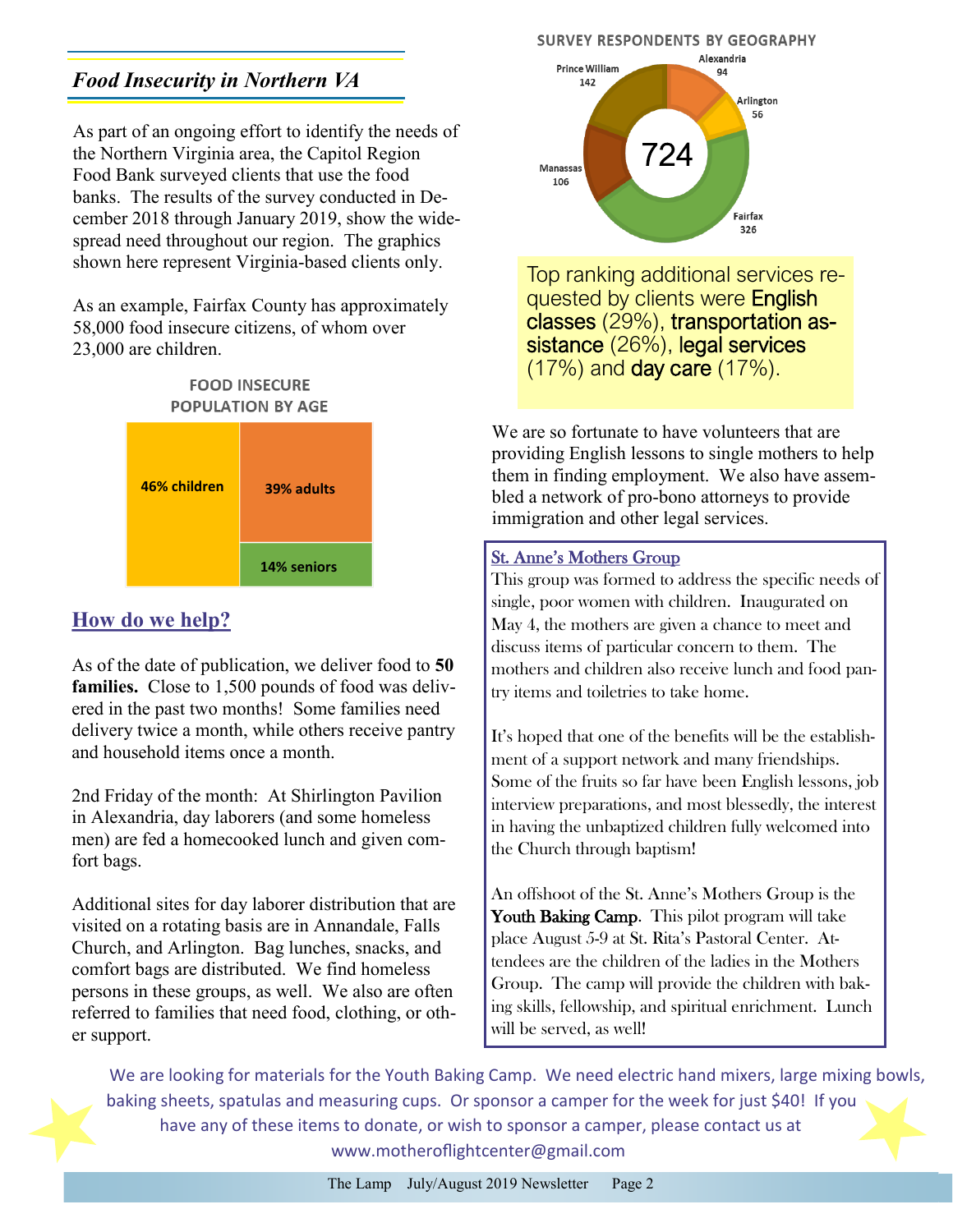## *Food Insecurity in Northern VA*

As part of an ongoing effort to identify the needs of the Northern Virginia area, the Capitol Region Food Bank surveyed clients that use the food banks. The results of the survey conducted in December 2018 through January 2019, show the widespread need throughout our region. The graphics shown here represent Virginia-based clients only.

As an example, Fairfax County has approximately 58,000 food insecure citizens, of whom over 23,000 are children.

**FOOD INSECURE POPULATION BY AGE**

**46% children**

**39% adults**

**14% seniors**

## How do we help?

As of the date of publication, we deliver food to **50 families.** Close to 1,500 pounds of food was delivered in the past two months! Some families need delivery twice a month, while others receive pantry and household items once a month.

2nd Friday of the month: At Shirlington Pavilion in Alexandria, day laborers (and some homeless men) are fed a homecooked lunch and given comfort bags.

Additional sites for day laborer distribution that are visited on a rotating basis are in Annandale, Falls Church, and Arlington. Bag lunches, snacks, and comfort bags are distributed. We find homeless persons in these groups, as well. We also are often referred to families that need food, clothing, or other support.

**SURVEY RESPONDENTS BY GEOGRAPHY**

724

Alexandria 94

Arlington 56

Fairfax 326

Manassas 106

Prince William 142

Top ranking additional services requested by clients were English classes (29%), transportation assistance (26%), legal services (17%) and day care (17%).

We are so fortunate to have volunteers that are providing English lessons to single mothers to help them in finding employment. We also have assembled a network of pro-bono attorneys to provide immigration and other legal services.

### St. Anne's Mothers Group

This group was formed to address the specific needs of single, poor women with children. Inaugurated on May 4, the mothers are given a chance to meet and discuss items of particular concern to them. The mothers and children also receive lunch and food pantry items and toiletries to take home.

It's hoped that one of the benefits will be the establishment of a support network and many friendships. Some of the fruits so far have been English lessons, job interview preparations, and most blessedly, the interest in having the unbaptized children fully welcomed into the Church through baptism!

An offshoot of the St. Anne's Mothers Group is the **Youth Baking Camp**. This pilot program will take place August 5-9 at St. Rita's Pastoral Center. Attendees are the children of the ladies in the Mothers Group. The camp will provide the children with baking skills, fellowship, and spiritual enrichment. Lunch will be served, as well!

We are looking for materials for the Youth Baking Camp. We need electric hand mixers, large mixing bowls, baking sheets, spatulas and measuring cups. Or sponsor a camper for the week for just $40! If you have any of these items to donate, or wish to sponsor a camper, please contact us at www.motheroflightcenter@gmail.com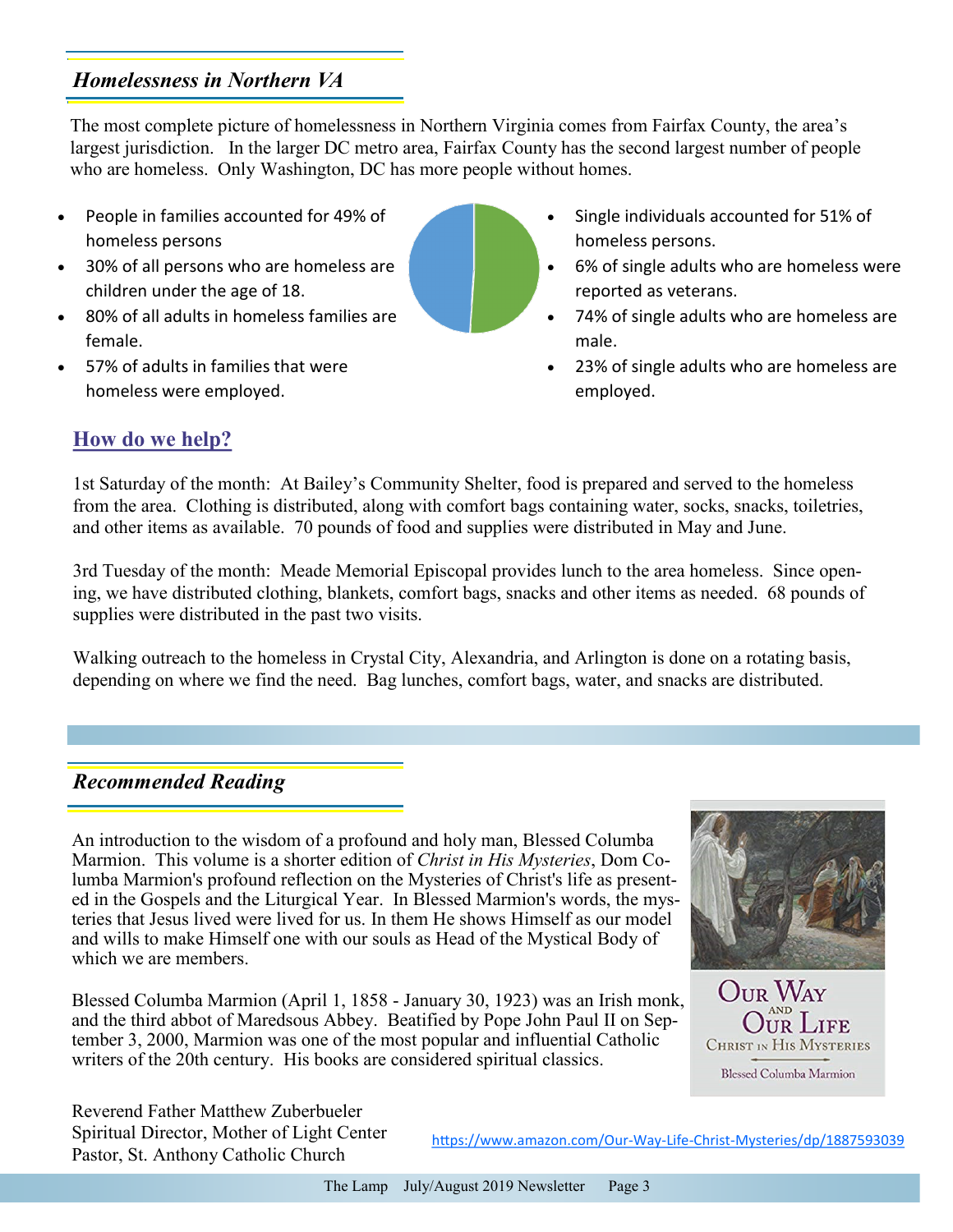## *Homelessness in Northern VA*

The most complete picture of homelessness in Northern Virginia comes from Fairfax County, the area's largest jurisdiction. In the larger DC metro area, Fairfax County has the second largest number of people who are homeless. Only Washington, DC has more people without homes.

- People in families accounted for 49% of homeless persons
- 30% of all persons who are homeless are children under the age of 18.
- 80% of all adults in homeless families are female.
- 57% of adults in families that were homeless were employed.

- Single individuals accounted for 51% of homeless persons.
- 6% of single adults who are homeless were reported as veterans.
- 74% of single adults who are homeless are male.
- 23% of single adults who are homeless are employed.

### How do we help?

1st Saturday of the month: At Bailey's Community Shelter, food is prepared and served to the homeless from the area. Clothing is distributed, along with comfort bags containing water, socks, snacks, toiletries, and other items as available. 70 pounds of food and supplies were distributed in May and June.

3rd Tuesday of the month: Meade Memorial Episcopal provides lunch to the area homeless. Since opening, we have distributed clothing, blankets, comfort bags, snacks and other items as needed. 68 pounds of supplies were distributed in the past two visits.

Walking outreach to the homeless in Crystal City, Alexandria, and Arlington is done on a rotating basis, depending on where we find the need. Bag lunches, comfort bags, water, and snacks are distributed.

## *Recommended Reading*

An introduction to the wisdom of a profound and holy man, Blessed Columba Marmion. This volume is a shorter edition of *Christ in His Mysteries*, Dom Columba Marmion's profound reflection on the Mysteries of Christ's life as presented in the Gospels and the Liturgical Year. In Blessed Marmion's words, the mysteries that Jesus lived were lived for us. In them He shows Himself as our model and wills to make Himself one with our souls as Head of the Mystical Body of which we are members.

Blessed Columba Marmion (April 1, 1858 - January 30, 1923) was an Irish monk, and the third abbot of Maredsous Abbey. Beatified by Pope John Paul II on September 3, 2000, Marmion was one of the most popular and influential Catholic writers of the 20th century. His books are considered spiritual classics.

Our Way and Our Life: Christ in His Mysteries — Blessed Columba Marmion

Reverend Father Matthew Zuberbueler
Spiritual Director, Mother of Light Center
Pastor, St. Anthony Catholic Church

https://www.amazon.com/Our-Way-Life-Christ-Mysteries/dp/1887593039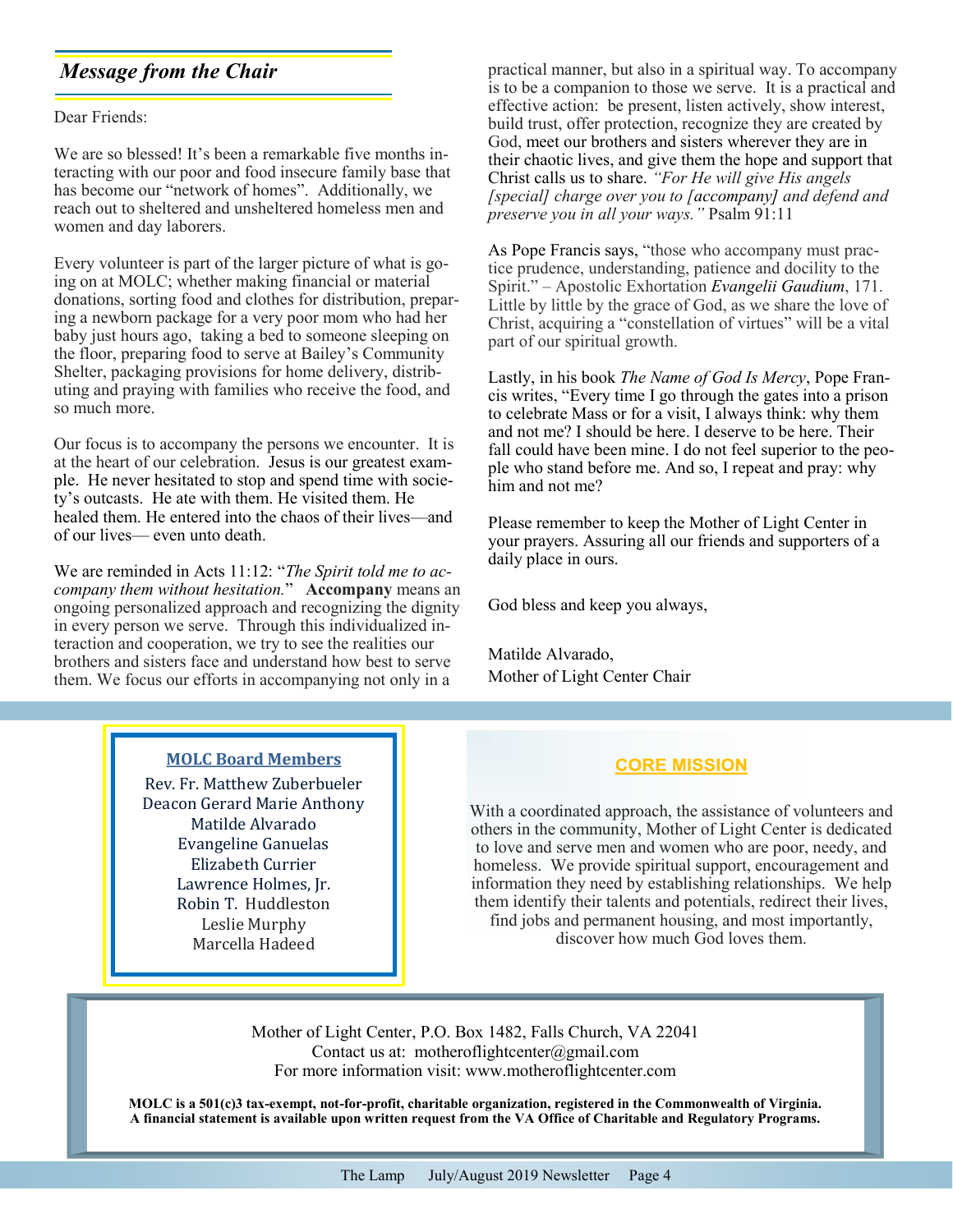## *Message from the Chair*

Dear Friends:

We are so blessed! It's been a remarkable five months interacting with our poor and food insecure family base that has become our "network of homes". Additionally, we reach out to sheltered and unsheltered homeless men and women and day laborers.

Every volunteer is part of the larger picture of what is going on at MOLC; whether making financial or material donations, sorting food and clothes for distribution, preparing a newborn package for a very poor mom who had her baby just hours ago, taking a bed to someone sleeping on the floor, preparing food to serve at Bailey's Community Shelter, packaging provisions for home delivery, distributing and praying with families who receive the food, and so much more.

Our focus is to accompany the persons we encounter. It is at the heart of our celebration. Jesus is our greatest example. He never hesitated to stop and spend time with society's outcasts. He ate with them. He visited them. He healed them. He entered into the chaos of their lives—and of our lives— even unto death.

We are reminded in Acts 11:12: "*The Spirit told me to accompany them without hesitation.*" **Accompany** means an ongoing personalized approach and recognizing the dignity in every person we serve. Through this individualized interaction and cooperation, we try to see the realities our brothers and sisters face and understand how best to serve them. We focus our efforts in accompanying not only in a practical manner, but also in a spiritual way. To accompany is to be a companion to those we serve. It is a practical and effective action: be present, listen actively, show interest, build trust, offer protection, recognize they are created by God, meet our brothers and sisters wherever they are in their chaotic lives, and give them the hope and support that Christ calls us to share. *"For He will give His angels [special] charge over you to [accompany] and defend and preserve you in all your ways."* Psalm 91:11

As Pope Francis says, "those who accompany must practice prudence, understanding, patience and docility to the Spirit." – Apostolic Exhortation *Evangelii Gaudium*, 171. Little by little by the grace of God, as we share the love of Christ, acquiring a "constellation of virtues" will be a vital part of our spiritual growth.

Lastly, in his book *The Name of God Is Mercy*, Pope Francis writes, "Every time I go through the gates into a prison to celebrate Mass or for a visit, I always think: why them and not me? I should be here. I deserve to be here. Their fall could have been mine. I do not feel superior to the people who stand before me. And so, I repeat and pray: why him and not me?

Please remember to keep the Mother of Light Center in your prayers. Assuring all our friends and supporters of a daily place in ours.

God bless and keep you always,

Matilde Alvarado,
Mother of Light Center Chair

### MOLC Board Members

Rev. Fr. Matthew Zuberbueler
Deacon Gerard Marie Anthony
Matilde Alvarado
Evangeline Ganuelas
Elizabeth Currier
Lawrence Holmes, Jr.
Robin T. Huddleston
Leslie Murphy
Marcella Hadeed

### CORE MISSION

With a coordinated approach, the assistance of volunteers and others in the community, Mother of Light Center is dedicated to love and serve men and women who are poor, needy, and homeless. We provide spiritual support, encouragement and information they need by establishing relationships. We help them identify their talents and potentials, redirect their lives, find jobs and permanent housing, and most importantly, discover how much God loves them.

Mother of Light Center, P.O. Box 1482, Falls Church, VA 22041
Contact us at: motheroflightcenter@gmail.com
For more information visit: www.motheroflightcenter.com

**MOLC is a 501(c)3 tax-exempt, not-for-profit, charitable organization, registered in the Commonwealth of Virginia. A financial statement is available upon written request from the VA Office of Charitable and Regulatory Programs.**